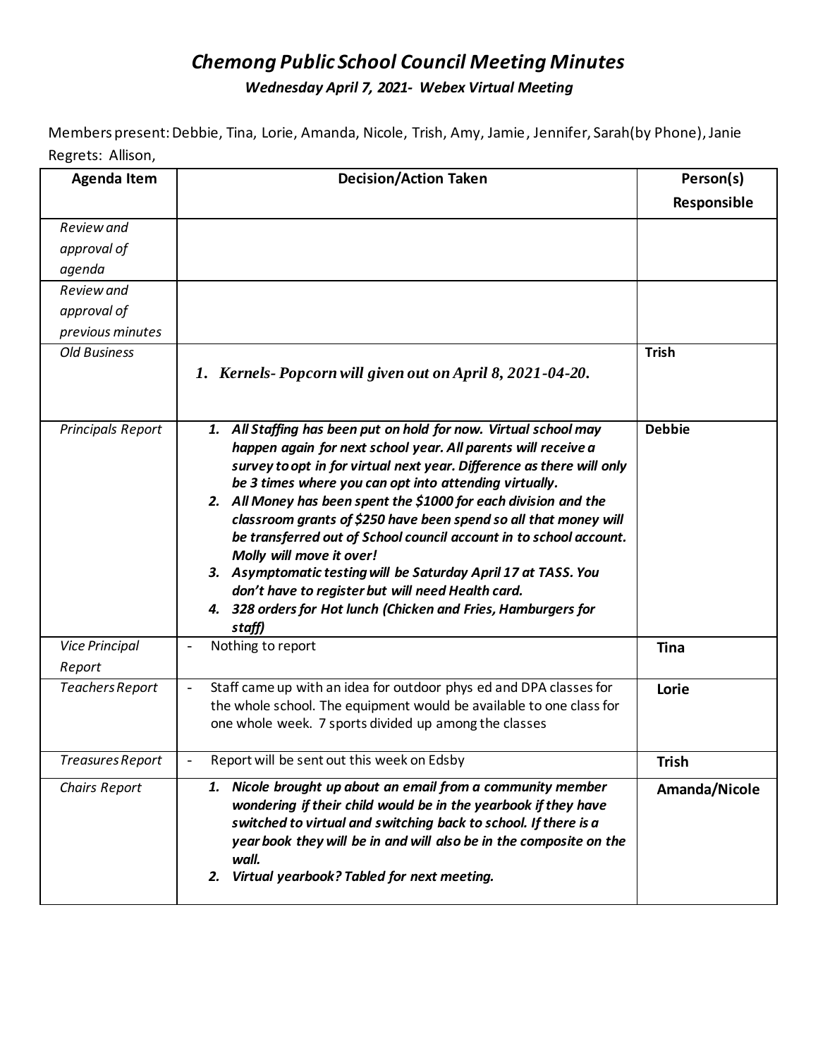# *Chemong Public School Council Meeting Minutes*

***Wednesday April 7, 2021- Webex Virtual Meeting***

Members present: Debbie, Tina, Lorie, Amanda, Nicole, Trish, Amy, Jamie, Jennifer, Sarah(by Phone), Janie
Regrets: Allison,

| Agenda Item | Decision/Action Taken | Person(s) Responsible |
|---|---|---|
| *Review and approval of agenda* | | |
| *Review and approval of previous minutes* | | |
| *Old Business* | ***1. Kernels- Popcorn will given out on April 8, 2021-04-20.*** | **Trish** |
| *Principals Report* | ***1. All Staffing has been put on hold for now. Virtual school may happen again for next school year. All parents will receive a survey to opt in for virtual next year. Difference as there will only be 3 times where you can opt into attending virtually.*** <br> ***2. All Money has been spent the $1000 for each division and the classroom grants of $250 have been spend so all that money will be transferred out of School council account in to school account. Molly will move it over!*** <br> ***3. Asymptomatic testing will be Saturday April 17 at TASS. You don't have to register but will need Health card.*** <br> ***4. 328 orders for Hot lunch (Chicken and Fries, Hamburgers for staff)*** | **Debbie** |
| *Vice Principal Report* | - Nothing to report | **Tina** |
| *Teachers Report* | - Staff came up with an idea for outdoor phys ed and DPA classes for the whole school. The equipment would be available to one class for one whole week. 7 sports divided up among the classes | **Lorie** |
| *Treasures Report* | - Report will be sent out this week on Edsby | **Trish** |
| *Chairs Report* | ***1. Nicole brought up about an email from a community member wondering if their child would be in the yearbook if they have switched to virtual and switching back to school. If there is a year book they will be in and will also be in the composite on the wall.*** <br> ***2. Virtual yearbook? Tabled for next meeting.*** | **Amanda/Nicole** |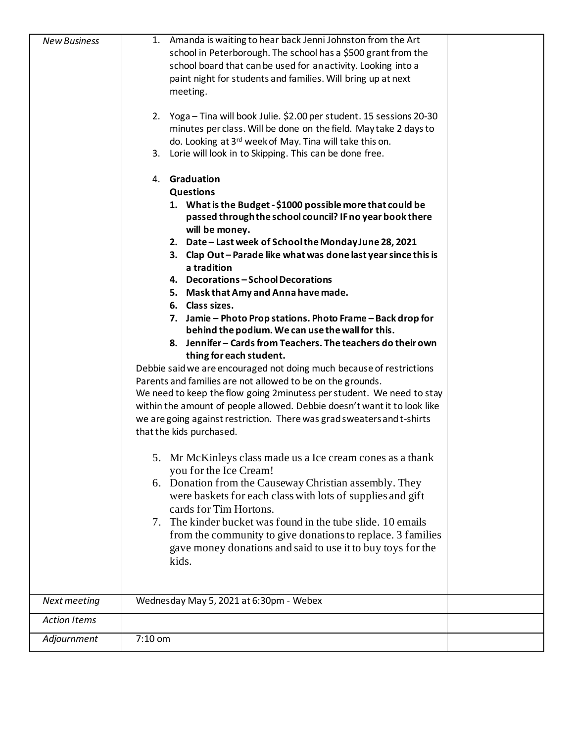| | | |
|---|---|---|
| *New Business* | 1. Amanda is waiting to hear back Jenni Johnston from the Art school in Peterborough. The school has a $500 grant from the school board that can be used for an activity. Looking into a paint night for students and families. Will bring up at next meeting.<br><br>2. Yoga – Tina will book Julie. $2.00 per student. 15 sessions 20-30 minutes per class. Will be done on the field. May take 2 days to do. Looking at 3rd week of May. Tina will take this on.<br>3. Lorie will look in to Skipping. This can be done free.<br><br>4. **Graduation**<br>**Questions**<br>**1. What is the Budget - $1000 possible more that could be passed through the school council? IF no year book there will be money.**<br>**2. Date – Last week of School the Monday June 28, 2021**<br>**3. Clap Out – Parade like what was done last year since this is a tradition**<br>**4. Decorations – School Decorations**<br>**5. Mask that Amy and Anna have made.**<br>**6. Class sizes.**<br>**7. Jamie – Photo Prop stations. Photo Frame – Back drop for behind the podium. We can use the wall for this.**<br>**8. Jennifer – Cards from Teachers. The teachers do their own thing for each student.**<br>Debbie said we are encouraged not doing much because of restrictions Parents and families are not allowed to be on the grounds.<br>We need to keep the flow going 2minutess per student. We need to stay within the amount of people allowed. Debbie doesn't want it to look like we are going against restriction. There was grad sweaters and t-shirts that the kids purchased.<br><br>5. Mr McKinleys class made us a Ice cream cones as a thank you for the Ice Cream!<br>6. Donation from the Causeway Christian assembly. They were baskets for each class with lots of supplies and gift cards for Tim Hortons.<br>7. The kinder bucket was found in the tube slide. 10 emails from the community to give donations to replace. 3 families gave money donations and said to use it to buy toys for the kids. | |
| *Next meeting* | Wednesday May 5, 2021 at 6:30pm - Webex | |
| *Action Items* | | |
| *Adjournment* | 7:10 om | |